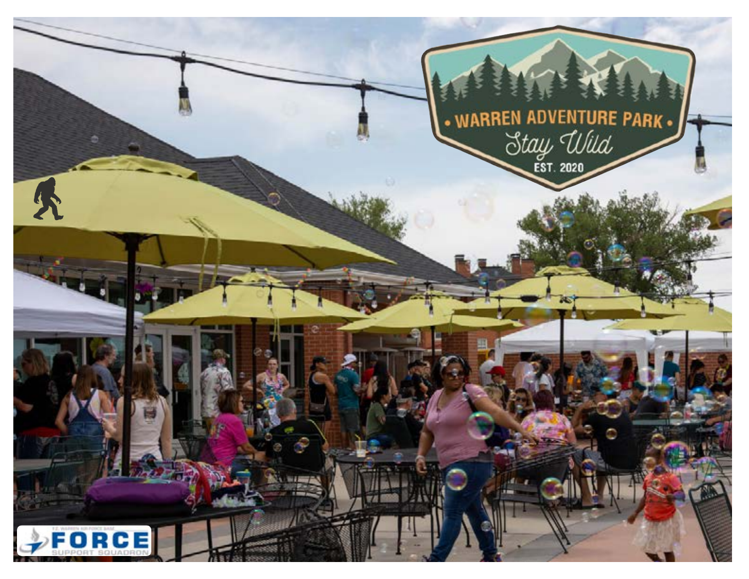# WARREN ADVENTURE PARK

Stay Wild

EST. 2020

F.E. WARREN AIR FORCE BASE

FORCE SUPPORT SQUADRON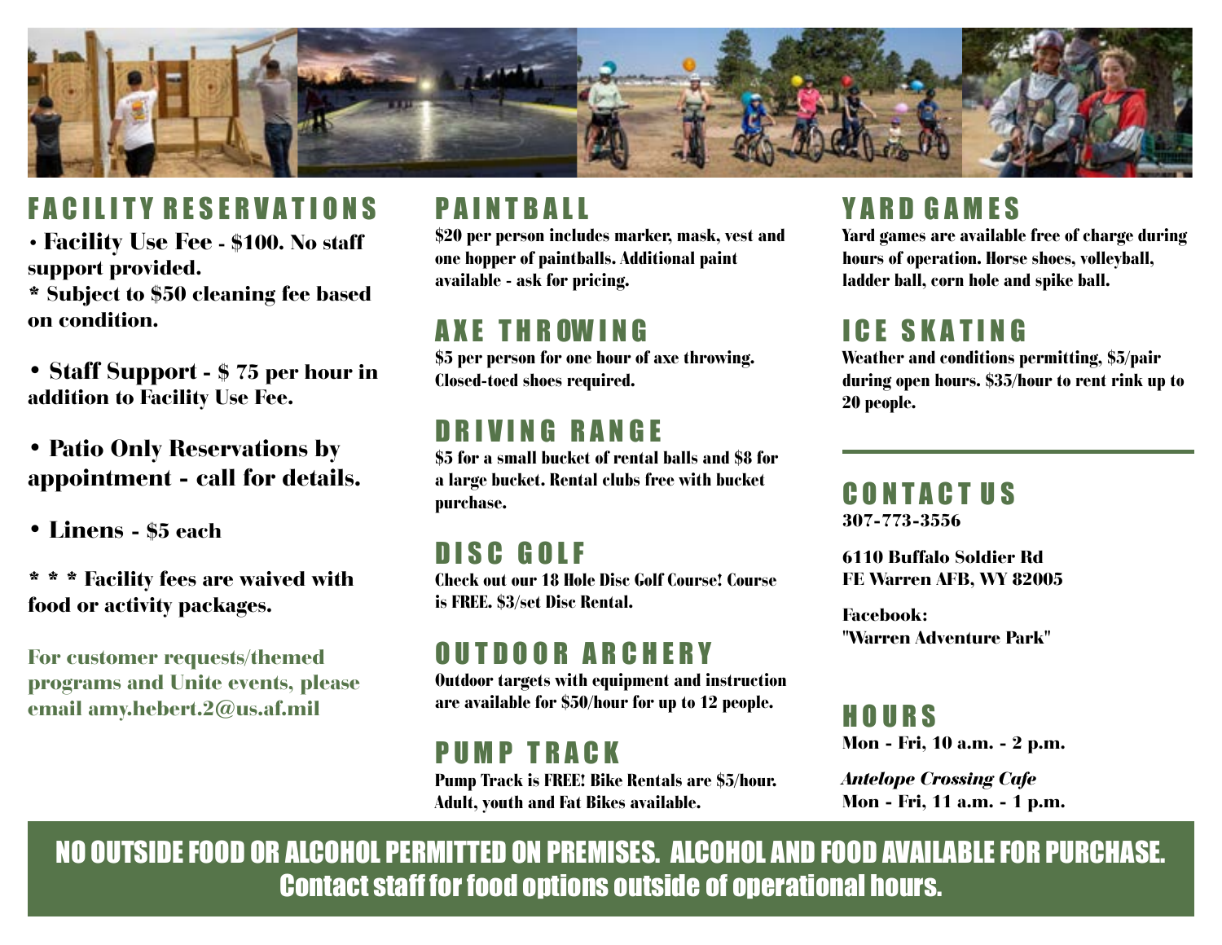## FACILITY RESERVATIONS

- **Facility Use Fee - $100. No staff support provided.**

**\* Subject to $50 cleaning fee based on condition.**

- **Staff Support - $ 75 per hour in addition to Facility Use Fee.**

- **Patio Only Reservations by appointment - call for details.**

- **Linens - $5 each**

**\* \* \* Facility fees are waived with food or activity packages.**

**For customer requests/themed programs and Unite events, please email amy.hebert.2@us.af.mil**

## PAINTBALL

$20 per person includes marker, mask, vest and one hopper of paintballs. Additional paint available - ask for pricing.

## AXE THROWING

$5 per person for one hour of axe throwing. Closed-toed shoes required.

## DRIVING RANGE

$5 for a small bucket of rental balls and $8 for a large bucket. Rental clubs free with bucket purchase.

## DISC GOLF

Check out our 18 Hole Disc Golf Course! Course is FREE. $3/set Disc Rental.

## OUTDOOR ARCHERY

Outdoor targets with equipment and instruction are available for $50/hour for up to 12 people.

## PUMP TRACK

Pump Track is FREE! Bike Rentals are $5/hour. Adult, youth and Fat Bikes available.

## YARD GAMES

Yard games are available free of charge during hours of operation. Horse shoes, volleyball, ladder ball, corn hole and spike ball.

## ICE SKATING

Weather and conditions permitting, $5/pair during open hours. $35/hour to rent rink up to 20 people.

---

## CONTACT US

307-773-3556

6110 Buffalo Soldier Rd
FE Warren AFB, WY 82005

Facebook:
"Warren Adventure Park"

## HOURS

Mon - Fri, 10 a.m. - 2 p.m.

*Antelope Crossing Cafe*
Mon - Fri, 11 a.m. - 1 p.m.

**NO OUTSIDE FOOD OR ALCOHOL PERMITTED ON PREMISES. ALCOHOL AND FOOD AVAILABLE FOR PURCHASE.**
**Contact staff for food options outside of operational hours.**